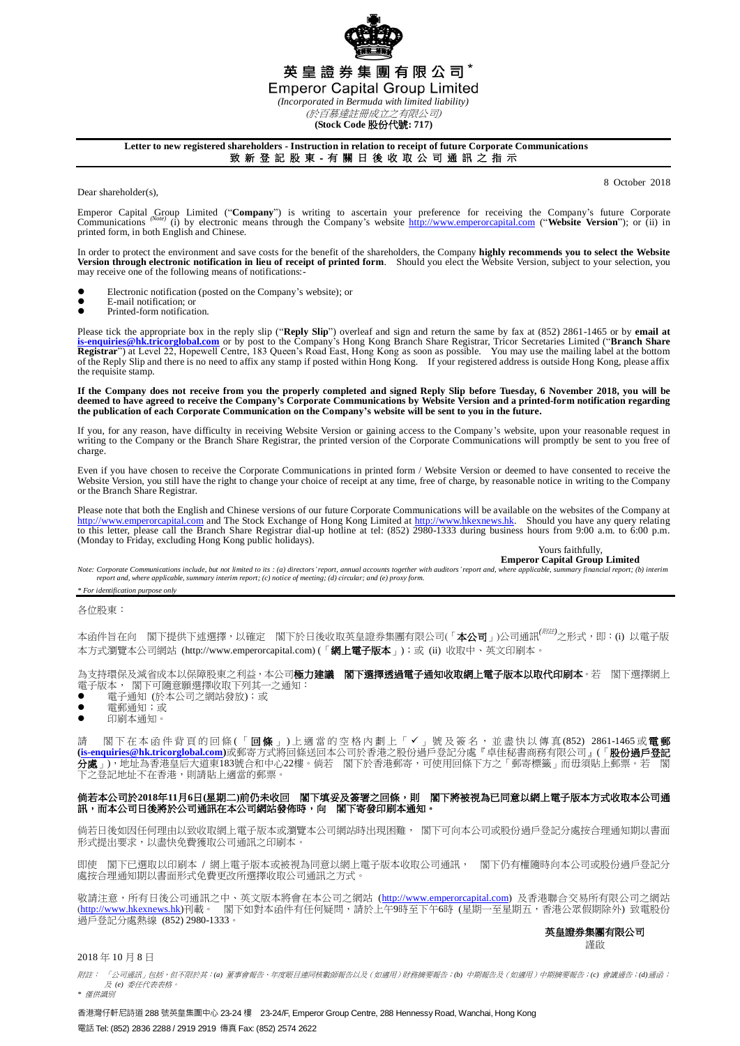# 英皇證券集團有限公司*

# Emperor Capital Group Limited

*(Incorporated in Bermuda with limited liability)*
*(於百慕達註冊成立之有限公司)*
**(Stock Code 股份代號: 717)**

**Letter to new registered shareholders - Instruction in relation to receipt of future Corporate Communications**
**致新登記股東 - 有關日後收取公司通訊之指示**

8 October 2018

Dear shareholder(s),

Emperor Capital Group Limited ("**Company**") is writing to ascertain your preference for receiving the Company's future Corporate Communications *(Note)* (i) by electronic means through the Company's website http://www.emperorcapital.com ("**Website Version**"); or (ii) in printed form, in both English and Chinese.

In order to protect the environment and save costs for the benefit of the shareholders, the Company **highly recommends you to select the Website Version through electronic notification in lieu of receipt of printed form**. Should you elect the Website Version, subject to your selection, you may receive one of the following means of notifications:-

- Electronic notification (posted on the Company's website); or
- E-mail notification; or
- Printed-form notification.

Please tick the appropriate box in the reply slip ("**Reply Slip**") overleaf and sign and return the same by fax at (852) 2861-1465 or by **email at is-enquiries@hk.tricorglobal.com** or by post to the Company's Hong Kong Branch Share Registrar, Tricor Secretaries Limited ("**Branch Share Registrar**") at Level 22, Hopewell Centre, 183 Queen's Road East, Hong Kong as soon as possible. You may use the mailing label at the bottom of the Reply Slip and there is no need to affix any stamp if posted within Hong Kong. If your registered address is outside Hong Kong, please affix the requisite stamp.

**If the Company does not receive from you the properly completed and signed Reply Slip before Tuesday, 6 November 2018, you will be deemed to have agreed to receive the Company's Corporate Communications by Website Version and a printed-form notification regarding the publication of each Corporate Communication on the Company's website will be sent to you in the future.**

If you, for any reason, have difficulty in receiving Website Version or gaining access to the Company's website, upon your reasonable request in writing to the Company or the Branch Share Registrar, the printed version of the Corporate Communications will promptly be sent to you free of charge.

Even if you have chosen to receive the Corporate Communications in printed form / Website Version or deemed to have consented to receive the Website Version, you still have the right to change your choice of receipt at any time, free of charge, by reasonable notice in writing to the Company or the Branch Share Registrar.

Please note that both the English and Chinese versions of our future Corporate Communications will be available on the websites of the Company at http://www.emperorcapital.com and The Stock Exchange of Hong Kong Limited at http://www.hkexnews.hk. Should you have any query relating to this letter, please call the Branch Share Registrar dial-up hotline at tel: (852) 2980-1333 during business hours from 9:00 a.m. to 6:00 p.m. (Monday to Friday, excluding Hong Kong public holidays).

Yours faithfully,
**Emperor Capital Group Limited**

*Note: Corporate Communications include, but not limited to its : (a) directors' report, annual accounts together with auditors' report and, where applicable, summary financial report; (b) interim report and, where applicable, summary interim report; (c) notice of meeting; (d) circular; and (e) proxy form.*

*\* For identification purpose only*

---

各位股東：

本函件旨在向　閣下提供下述選擇，以確定　閣下於日後收取英皇證券集團有限公司(「**本公司**」)公司通訊*(附註)*之形式，即：(i) 以電子版本方式瀏覽本公司網站 (http://www.emperorcapital.com) (「**網上電子版本**」)；或 (ii) 收取中、英文印刷本。

為支持環保及減省成本以保障股東之利益，本公司**極力建議　閣下選擇透過電子通知收取網上電子版本以取代印刷本**。若　閣下選擇網上電子版本，　閣下可隨意願選擇收取下列其一之通知：

- 電子通知 (於本公司之網站發放)；或
- 電郵通知；或
- 印刷本通知。

請　閣下在本函件背頁的回條(「**回條**」)上適當的空格內劃上「✓」號及簽名，並盡快以傳真(852) 2861-1465或**電郵(is-enquiries@hk.tricorglobal.com)**或郵寄方式將回條送回本公司於香港之股份過戶登記分處『卓佳秘書商務有限公司』(「**股份過戶登記分處**」)，地址為香港皇后大道東183號合和中心22樓。倘若　閣下於香港郵寄，可使用回條下方之「郵寄標籤」而毋須貼上郵票。若　閣下之登記地址不在香港，則請貼上適當的郵票。

**倘若本公司於2018年11月6日(星期二)前仍未收回　閣下填妥及簽署之回條，則　閣下將被視為已同意以網上電子版本方式收取本公司通訊，而本公司日後將於公司通訊在本公司網站發佈時，向　閣下寄發印刷本通知。**

倘若日後如因任何理由以致收取網上電子版本或瀏覽本公司網站時出現困難，　閣下可向本公司或股份過戶登記分處按合理通知期以書面形式提出要求，以盡快免費獲取公司通訊之印刷本。

即使　閣下已選取以印刷本 / 網上電子版本或被視為同意以網上電子版本收取公司通訊，　閣下仍有權隨時向本公司或股份過戶登記分處按合理通知期以書面形式免費更改所選擇收取公司通訊之方式。

敬請注意，所有日後公司通訊之中、英文版本將會在本公司之網站 (http://www.emperorcapital.com) 及香港聯合交易所有限公司之網站(http://www.hkexnews.hk)刊載。　閣下如對本函件有任何疑問，請於上午9時至下午6時 (星期一至星期五，香港公眾假期除外) 致電股份過戶登記分處熱線 (852) 2980-1333。

**英皇證券集團有限公司**
謹啟

2018 年 10 月 8 日

*附註：「公司通訊」包括，但不限於其：(a) 董事會報告、年度賬目連同核數師報告以及（如適用）財務摘要報告；(b) 中期報告及（如適用）中期摘要報告；(c) 會議通告；(d) 通函；及 (e) 委任代表表格。*

*\* 僅供識別*

香港灣仔軒尼詩道 288 號英皇集團中心 23-24 樓　23-24/F, Emperor Group Centre, 288 Hennessy Road, Wanchai, Hong Kong
電話 Tel: (852) 2836 2288 / 2919 2919 傳真 Fax: (852) 2574 2622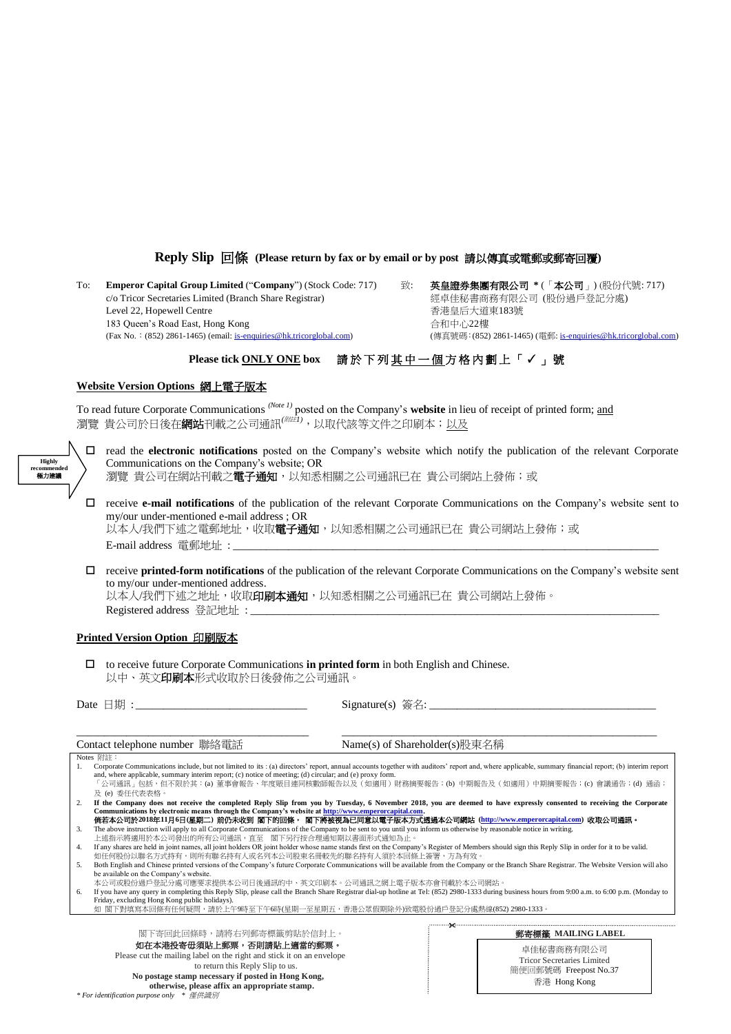# Reply Slip 回條 (Please return by fax or by email or by post 請以傳真或電郵或郵寄回覆)

To: **Emperor Capital Group Limited** ("**Company**") (Stock Code: 717)
c/o Tricor Secretaries Limited (Branch Share Registrar)
Level 22, Hopewell Centre
183 Queen's Road East, Hong Kong
(Fax No.：(852) 2861-1465) (email: is-enquiries@hk.tricorglobal.com)

致: **英皇證券集團有限公司** *(「**本公司**」) (股份代號: 717)
經卓佳秘書商務有限公司 (股份過戶登記分處)
香港皇后大道東183號
合和中心22樓
(傳真號碼: (852) 2861-1465) (電郵: is-enquiries@hk.tricorglobal.com)

**Please tick ONLY ONE box 請於下列其中一個方格內劃上「✓」號**

## Website Version Options 網上電子版本

To read future Corporate Communications (Note 1) posted on the Company's **website** in lieu of receipt of printed form; and
瀏覽 貴公司於日後在**網站**刊載之公司通訊(附註1)，以取代該等文件之印刷本；以及

Highly recommended 極力推薦

- ☐ read the **electronic notifications** posted on the Company's website which notify the publication of the relevant Corporate Communications on the Company's website; OR
  瀏覽 貴公司在網站刊載之**電子通知**，以知悉相關之公司通訊已在 貴公司網站上發佈；或

- ☐ receive **e-mail notifications** of the publication of the relevant Corporate Communications on the Company's website sent to my/our under-mentioned e-mail address ; OR
  以本人/我們下述之電郵地址，收取**電子通知**，以知悉相關之公司通訊已在 貴公司網站上發佈；或
  E-mail address 電郵地址：\_\_\_\_\_\_\_\_\_\_\_\_\_\_\_\_\_\_\_\_\_\_\_\_\_\_\_\_\_\_\_\_\_\_\_\_\_\_\_\_

- ☐ receive **printed-form notifications** of the publication of the relevant Corporate Communications on the Company's website sent to my/our under-mentioned address.
  以本人/我們下述之地址，收取**印刷本通知**，以知悉相關之公司通訊已在 貴公司網站上發佈。
  Registered address 登記地址：\_\_\_\_\_\_\_\_\_\_\_\_\_\_\_\_\_\_\_\_\_\_\_\_\_\_\_\_\_\_\_\_\_\_\_\_\_\_\_\_

## Printed Version Option 印刷版本

- ☐ to receive future Corporate Communications **in printed form** in both English and Chinese.
  以中、英文**印刷本**形式收取於日後發佈之公司通訊。

Date 日期：\_\_\_\_\_\_\_\_\_\_\_\_\_\_\_\_\_\_\_\_ Signature(s) 簽名: \_\_\_\_\_\_\_\_\_\_\_\_\_\_\_\_\_\_\_\_\_\_\_\_\_\_

Contact telephone number 聯絡電話 Name(s) of Shareholder(s)股東名稱

Notes 附註：

1. Corporate Communications include, but not limited to its : (a) directors' report, annual accounts together with auditors' report and, where applicable, summary financial report; (b) interim report and, where applicable, summary interim report; (c) notice of meeting; (d) circular; and (e) proxy form.
   「公司通訊」包括，但不限於其：(a) 董事會報告、年度賬目連同核數師報告以及（如適用）財務摘要報告；(b) 中期報告及（如適用）中期摘要報告；(c) 會議通告；(d) 通函；及 (e) 委任代表表格。
2. **If the Company does not receive the completed Reply Slip from you by Tuesday, 6 November 2018, you are deemed to have expressly consented to receiving the Corporate Communications by electronic means through the Company's website at http://www.emperorcapital.com.**
   **倘若本公司於2018年11月6日(星期二) 前仍未收到 閣下的回條， 閣下將被視為已同意以電子版本方式透過本公司網站 (http://www.emperorcapital.com) 收取公司通訊。**
3. The above instruction will apply to all Corporate Communications of the Company to be sent to you until you inform us otherwise by reasonable notice in writing.
   上述指示將適用於本公司發出的所有公司通訊，直至 閣下另行按合理通知期以書面形式通知為止。
4. If any shares are held in joint names, all joint holders OR joint holder whose name stands first on the Company's Register of Members should sign this Reply Slip in order for it to be valid.
   如任何股份以聯名方式持有，則所有聯名持有人或名列本公司股東名冊較先的聯名持有人須於本回條上簽署，方為有效。
5. Both English and Chinese printed versions of the Company's future Corporate Communications will be available from the Company or the Branch Share Registrar. The Website Version will also be available on the Company's website.
   本公司或股份過戶登記分處可應要求提供本公司日後通訊的中、英文印刷本。公司通訊之網上電子版本亦會刊載於本公司網站。
6. If you have any query in completing this Reply Slip, please call the Branch Share Registrar dial-up hotline at Tel: (852) 2980-1333 during business hours from 9:00 a.m. to 6:00 p.m. (Monday to Friday, excluding Hong Kong public holidays).
   如 閣下對填寫本回條有任何疑問，請於上午9時至下午6時(星期一至星期五，香港公眾假期除外)致電股份過戶登記分處熱線(852) 2980-1333。

閣下寄回此回條時，請將右列郵寄標籤剪貼於信封上。
**如在本港投寄毋須貼上郵票，否則請貼上適當的郵票。**
Please cut the mailing label on the right and stick it on an envelope to return this Reply Slip to us.
**No postage stamp necessary if posted in Hong Kong, otherwise, please affix an appropriate stamp.**

**郵寄標籤 MAILING LABEL**
卓佳秘書商務有限公司
Tricor Secretaries Limited
簡便回郵號碼 Freepost No.37
香港 Hong Kong

*\* For identification purpose only \* 僅供識別*